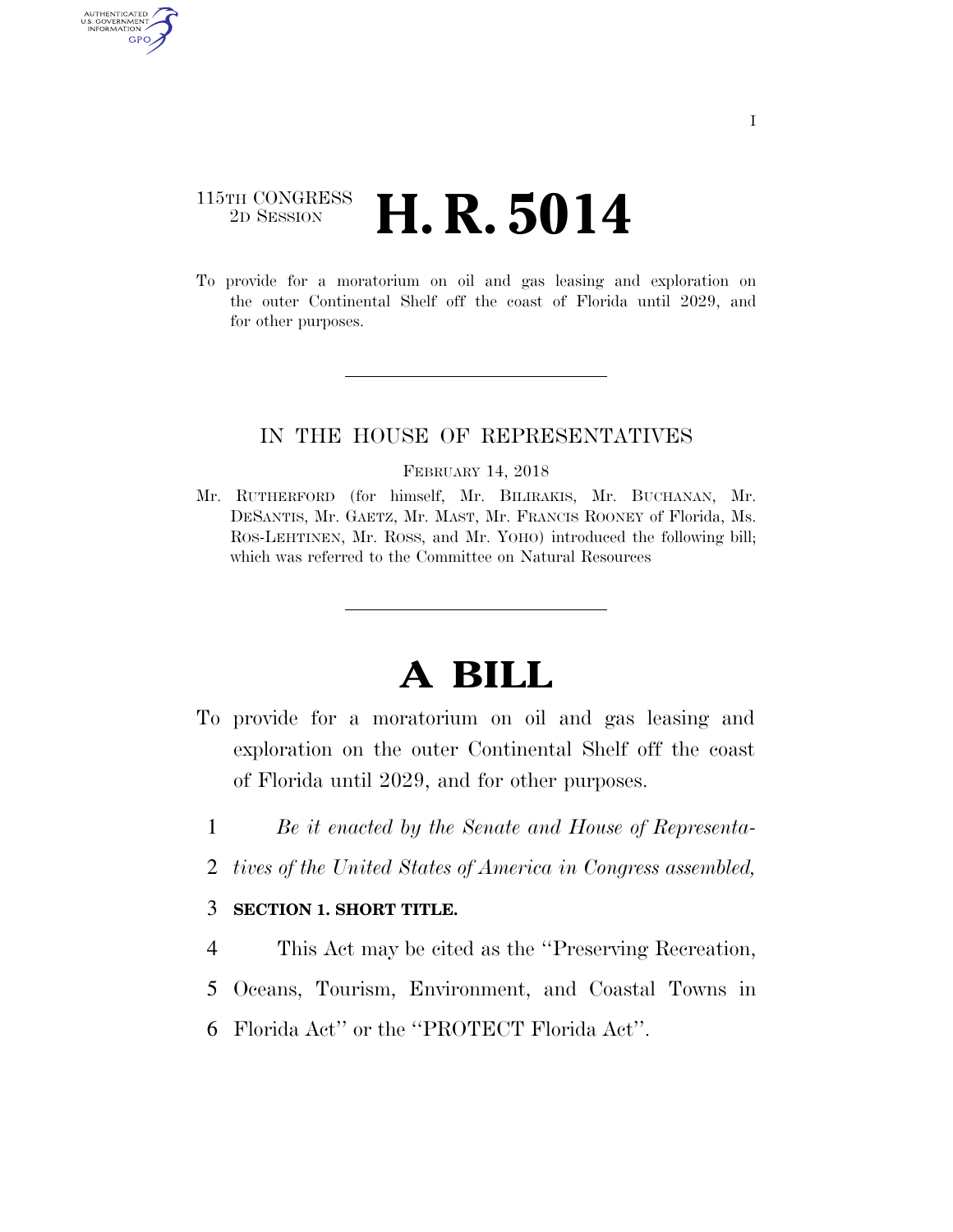115TH CONGRESS
2D SESSION

# H. R. 5014

To provide for a moratorium on oil and gas leasing and exploration on the outer Continental Shelf off the coast of Florida until 2029, and for other purposes.

IN THE HOUSE OF REPRESENTATIVES

FEBRUARY 14, 2018

Mr. RUTHERFORD (for himself, Mr. BILIRAKIS, Mr. BUCHANAN, Mr. DESANTIS, Mr. GAETZ, Mr. MAST, Mr. FRANCIS ROONEY of Florida, Ms. ROS-LEHTINEN, Mr. ROSS, and Mr. YOHO) introduced the following bill; which was referred to the Committee on Natural Resources

# A BILL

To provide for a moratorium on oil and gas leasing and exploration on the outer Continental Shelf off the coast of Florida until 2029, and for other purposes.

1 *Be it enacted by the Senate and House of Representa-*
2 *tives of the United States of America in Congress assembled,*

3 **SECTION 1. SHORT TITLE.**

4 This Act may be cited as the ''Preserving Recreation,
5 Oceans, Tourism, Environment, and Coastal Towns in
6 Florida Act'' or the ''PROTECT Florida Act''.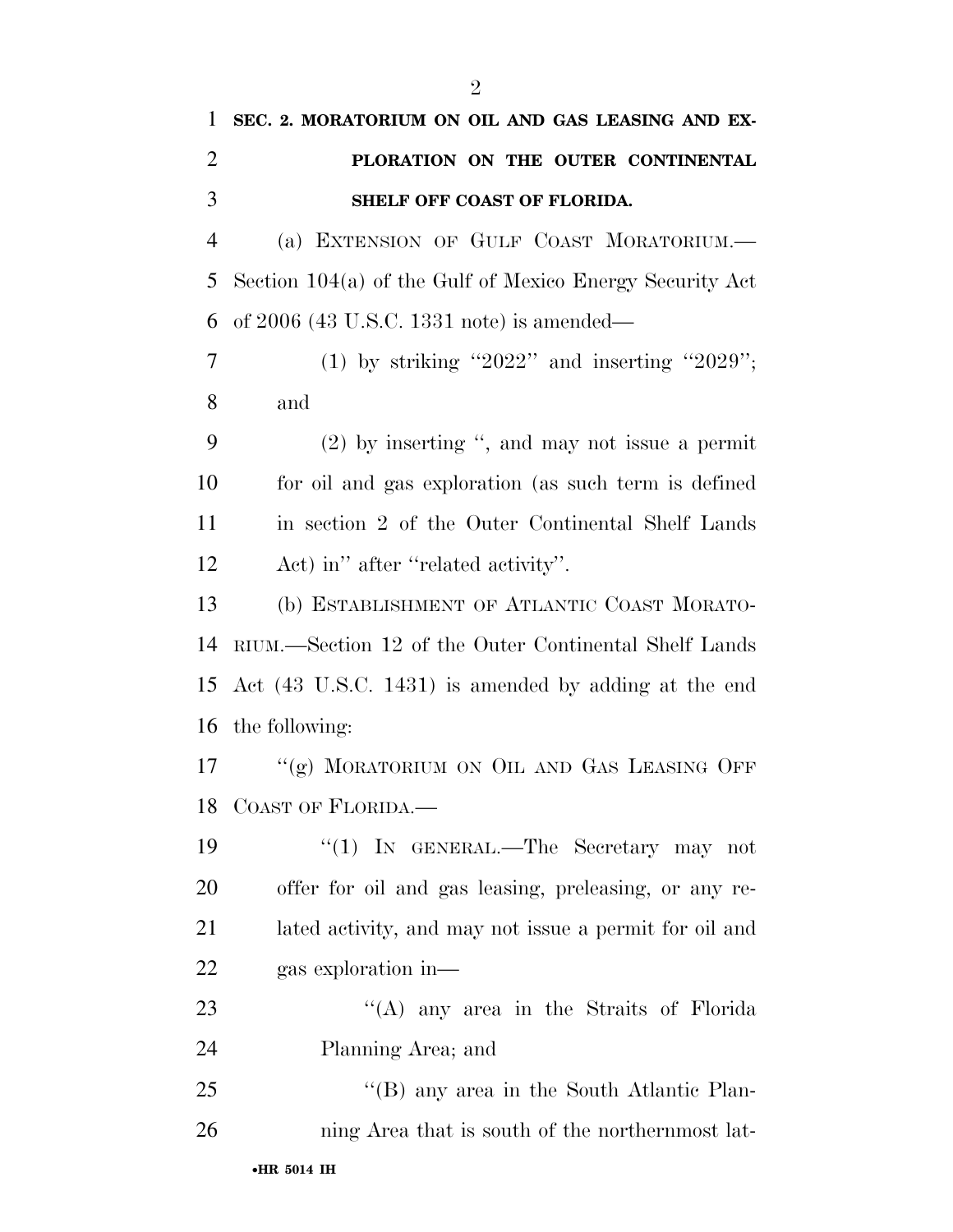**SEC. 2. MORATORIUM ON OIL AND GAS LEASING AND EXPLORATION ON THE OUTER CONTINENTAL SHELF OFF COAST OF FLORIDA.**

(a) EXTENSION OF GULF COAST MORATORIUM.—Section 104(a) of the Gulf of Mexico Energy Security Act of 2006 (43 U.S.C. 1331 note) is amended—

(1) by striking "2022" and inserting "2029"; and

(2) by inserting ", and may not issue a permit for oil and gas exploration (as such term is defined in section 2 of the Outer Continental Shelf Lands Act) in" after "related activity".

(b) ESTABLISHMENT OF ATLANTIC COAST MORATORIUM.—Section 12 of the Outer Continental Shelf Lands Act (43 U.S.C. 1431) is amended by adding at the end the following:

"(g) MORATORIUM ON OIL AND GAS LEASING OFF COAST OF FLORIDA.—

"(1) IN GENERAL.—The Secretary may not offer for oil and gas leasing, preleasing, or any related activity, and may not issue a permit for oil and gas exploration in—

"(A) any area in the Straits of Florida Planning Area; and

"(B) any area in the South Atlantic Planning Area that is south of the northernmost lat-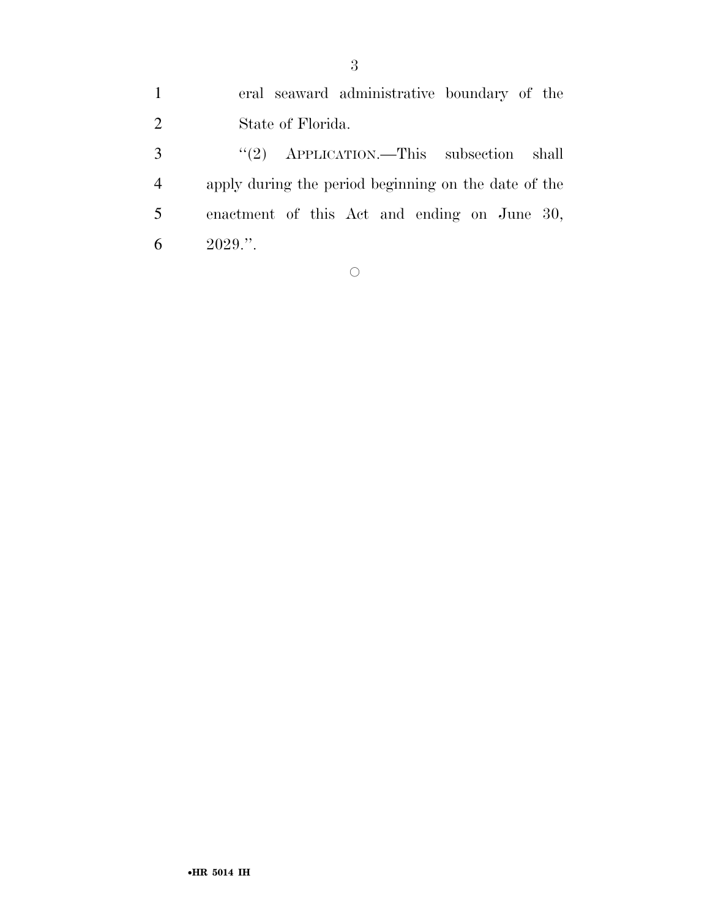eral seaward administrative boundary of the State of Florida.

"(2) APPLICATION.—This subsection shall apply during the period beginning on the date of the enactment of this Act and ending on June 30, 2029.".

○